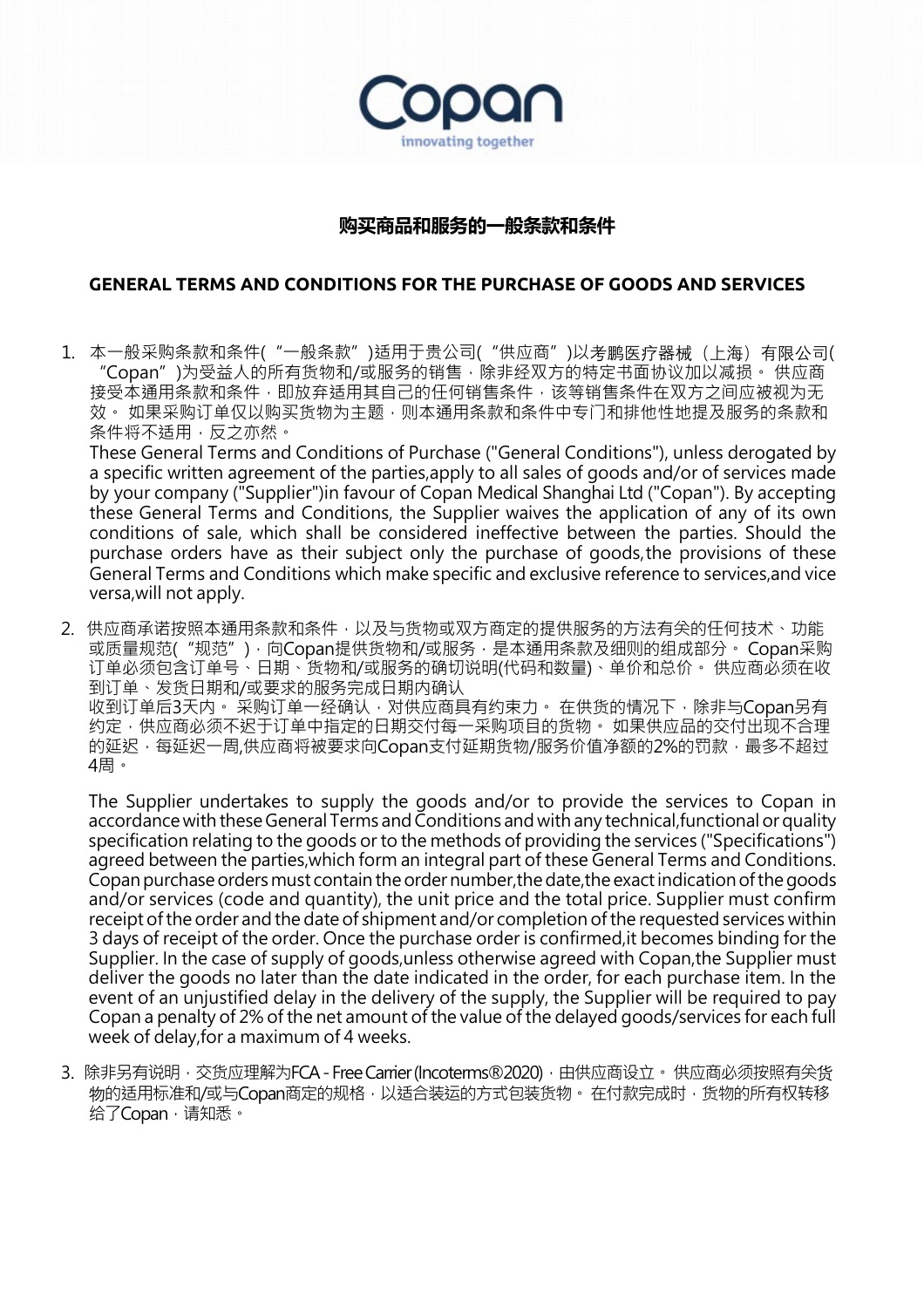# 购买商品和服务的一般条款和条件

# GENERAL TERMS AND CONDITIONS FOR THE PURCHASE OF GOODS AND SERVICES

1. 本一般采购条款和条件(“一般条款”)适用于贵公司(“供应商”)以考鹏医疗器械（上海）有限公司(“Copan”)为受益人的所有货物和/或服务的销售，除非经双方的特定书面协议加以减损。 供应商接受本通用条款和条件，即放弃适用其自己的任何销售条件，该等销售条件在双方之间应被视为无效。 如果采购订单仅以购买货物为主题，则本通用条款和条件中专门和排他性地提及服务的条款和条件将不适用，反之亦然。

   These General Terms and Conditions of Purchase ("General Conditions"), unless derogated by a specific written agreement of the parties,apply to all sales of goods and/or of services made by your company ("Supplier")in favour of Copan Medical Shanghai Ltd ("Copan"). By accepting these General Terms and Conditions, the Supplier waives the application of any of its own conditions of sale, which shall be considered ineffective between the parties. Should the purchase orders have as their subject only the purchase of goods,the provisions of these General Terms and Conditions which make specific and exclusive reference to services,and vice versa,will not apply.

2. 供应商承诺按照本通用条款和条件，以及与货物或双方商定的提供服务的方法有关的任何技术、功能或质量规范(“规范”)，向Copan提供货物和/或服务，是本通用条款及细则的组成部分。 Copan采购订单必须包含订单号、日期、货物和/或服务的确切说明(代码和数量)、单价和总价。 供应商必须在收到订单、发货日期和/或要求的服务完成日期内确认收到订单后3天内。 采购订单一经确认，对供应商具有约束力。 在供货的情况下，除非与Copan另有约定，供应商必须不迟于订单中指定的日期交付每一采购项目的货物。 如果供应品的交付出现不合理的延迟，每延迟一周,供应商将被要求向Copan支付延期货物/服务价值净额的2%的罚款，最多不超过4周。

   The Supplier undertakes to supply the goods and/or to provide the services to Copan in accordance with these General Terms and Conditions and with any technical,functional or quality specification relating to the goods or to the methods of providing the services ("Specifications") agreed between the parties,which form an integral part of these General Terms and Conditions. Copan purchase orders must contain the order number,the date,the exact indication of the goods and/or services (code and quantity), the unit price and the total price. Supplier must confirm receipt of the order and the date of shipment and/or completion of the requested services within 3 days of receipt of the order. Once the purchase order is confirmed,it becomes binding for the Supplier. In the case of supply of goods,unless otherwise agreed with Copan,the Supplier must deliver the goods no later than the date indicated in the order, for each purchase item. In the event of an unjustified delay in the delivery of the supply, the Supplier will be required to pay Copan a penalty of 2% of the net amount of the value of the delayed goods/services for each full week of delay,for a maximum of 4 weeks.

3. 除非另有说明，交货应理解为FCA - Free Carrier (Incoterms®2020)，由供应商设立。 供应商必须按照有关货物的适用标准和/或与Copan商定的规格，以适合装运的方式包装货物。 在付款完成时，货物的所有权转移给了Copan，请知悉。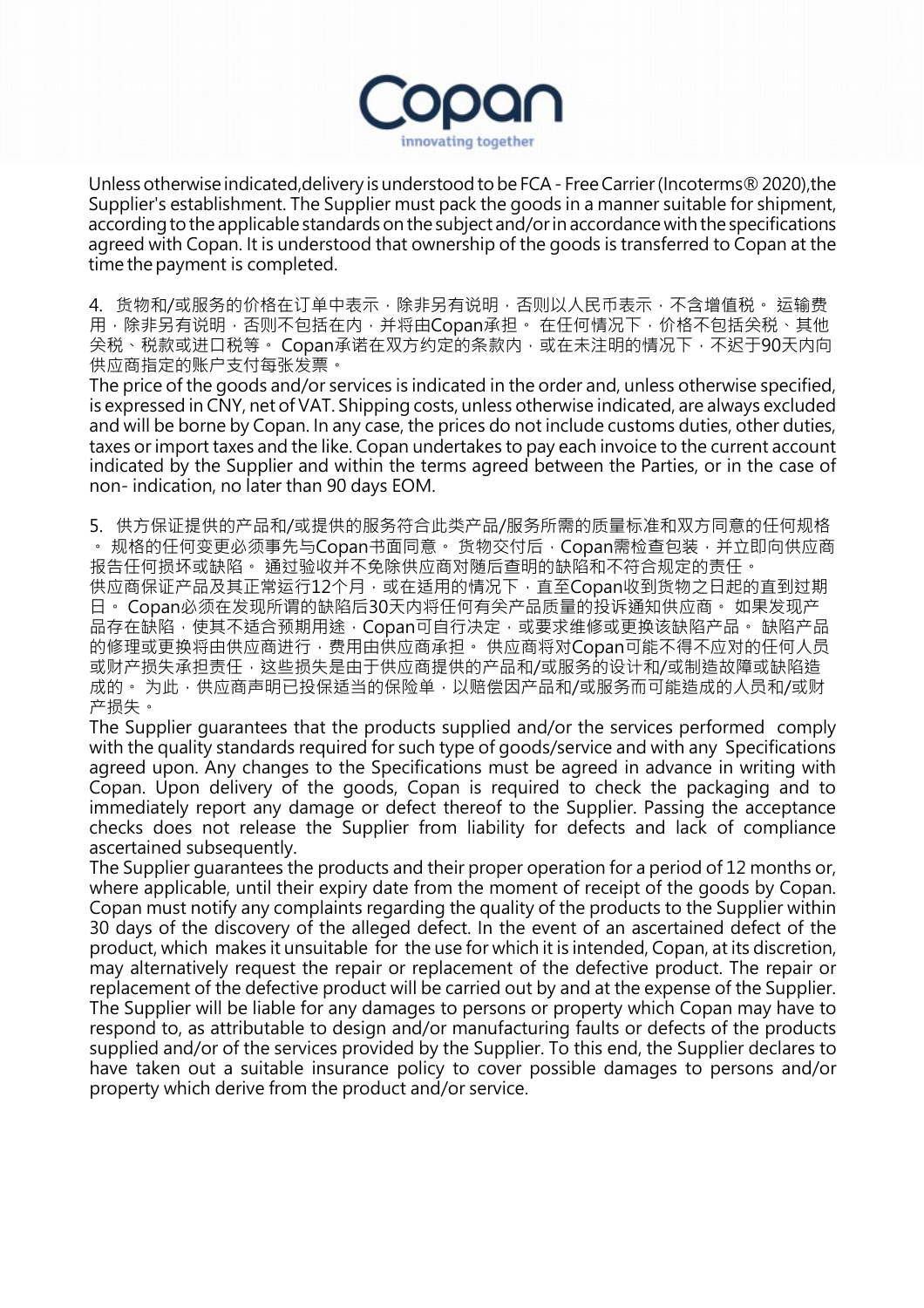Unless otherwise indicated,delivery is understood to be FCA - Free Carrier (Incoterms® 2020),the Supplier's establishment. The Supplier must pack the goods in a manner suitable for shipment, according to the applicable standards on the subject and/or in accordance with the specifications agreed with Copan. It is understood that ownership of the goods is transferred to Copan at the time the payment is completed.

4. 货物和/或服务的价格在订单中表示，除非另有说明，否则以人民币表示，不含增值税。 运输费用，除非另有说明，否则不包括在内，并将由Copan承担。 在任何情况下，价格不包括关税、其他关税、税款或进口税等。 Copan承诺在双方约定的条款内，或在未注明的情况下，不迟于90天内向供应商指定的账户支付每张发票。

The price of the goods and/or services is indicated in the order and, unless otherwise specified, is expressed in CNY, net of VAT. Shipping costs, unless otherwise indicated, are always excluded and will be borne by Copan. In any case, the prices do not include customs duties, other duties, taxes or import taxes and the like. Copan undertakes to pay each invoice to the current account indicated by the Supplier and within the terms agreed between the Parties, or in the case of non- indication, no later than 90 days EOM.

5. 供方保证提供的产品和/或提供的服务符合此类产品/服务所需的质量标准和双方同意的任何规格。 规格的任何变更必须事先与Copan书面同意。 货物交付后，Copan需检查包装，并立即向供应商报告任何损坏或缺陷。 通过验收并不免除供应商对随后查明的缺陷和不符合规定的责任。

供应商保证产品及其正常运行12个月，或在适用的情况下，直至Copan收到货物之日起的直到过期日。 Copan必须在发现所谓的缺陷后30天内将任何有关产品质量的投诉通知供应商。 如果发现产品存在缺陷，使其不适合预期用途，Copan可自行决定，或要求维修或更换该缺陷产品。 缺陷产品的修理或更换将由供应商进行，费用由供应商承担。 供应商将对Copan可能不得不应对的任何人员或财产损失承担责任，这些损失是由于供应商提供的产品和/或服务的设计和/或制造故障或缺陷造成的。 为此，供应商声明已投保适当的保险单，以赔偿因产品和/或服务而可能造成的人员和/或财产损失。

The Supplier guarantees that the products supplied and/or the services performed comply with the quality standards required for such type of goods/service and with any Specifications agreed upon. Any changes to the Specifications must be agreed in advance in writing with Copan. Upon delivery of the goods, Copan is required to check the packaging and to immediately report any damage or defect thereof to the Supplier. Passing the acceptance checks does not release the Supplier from liability for defects and lack of compliance ascertained subsequently.

The Supplier guarantees the products and their proper operation for a period of 12 months or, where applicable, until their expiry date from the moment of receipt of the goods by Copan. Copan must notify any complaints regarding the quality of the products to the Supplier within 30 days of the discovery of the alleged defect. In the event of an ascertained defect of the product, which makes it unsuitable for the use for which it is intended, Copan, at its discretion, may alternatively request the repair or replacement of the defective product. The repair or replacement of the defective product will be carried out by and at the expense of the Supplier. The Supplier will be liable for any damages to persons or property which Copan may have to respond to, as attributable to design and/or manufacturing faults or defects of the products supplied and/or of the services provided by the Supplier. To this end, the Supplier declares to have taken out a suitable insurance policy to cover possible damages to persons and/or property which derive from the product and/or service.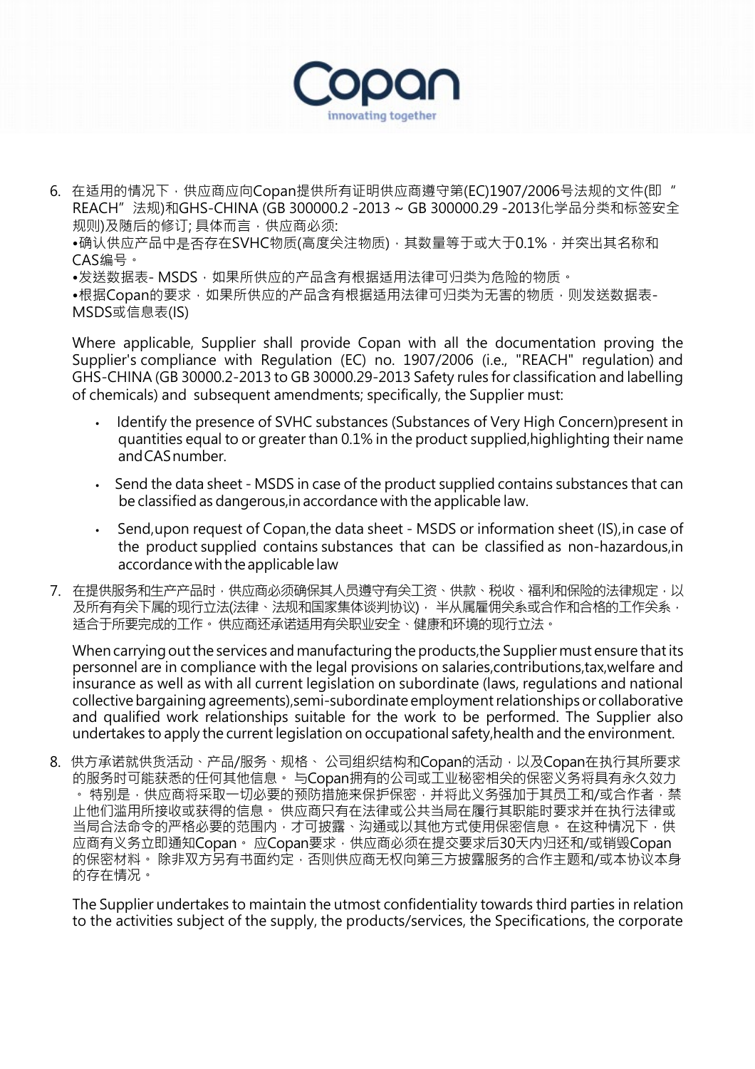6. 在适用的情况下，供应商应向Copan提供所有证明供应商遵守第(EC)1907/2006号法规的文件(即 "REACH" 法规)和GHS-CHINA (GB 300000.2 -2013 ~ GB 300000.29 -2013化学品分类和标签安全规则)及随后的修订; 具体而言，供应商必须:
   •确认供应产品中是否存在SVHC物质(高度关注物质)，其数量等于或大于0.1%，并突出其名称和CAS编号。
   •发送数据表- MSDS，如果所供应的产品含有根据适用法律可归类为危险的物质。
   •根据Copan的要求，如果所供应的产品含有根据适用法律可归类为无害的物质，则发送数据表-MSDS或信息表(IS)

   Where applicable, Supplier shall provide Copan with all the documentation proving the Supplier's compliance with Regulation (EC) no. 1907/2006 (i.e., "REACH" regulation) and GHS-CHINA (GB 30000.2-2013 to GB 30000.29-2013 Safety rules for classification and labelling of chemicals) and subsequent amendments; specifically, the Supplier must:

   - Identify the presence of SVHC substances (Substances of Very High Concern)present in quantities equal to or greater than 0.1% in the product supplied,highlighting their name and CAS number.
   - Send the data sheet - MSDS in case of the product supplied contains substances that can be classified as dangerous,in accordance with the applicable law.
   - Send,upon request of Copan,the data sheet - MSDS or information sheet (IS),in case of the product supplied contains substances that can be classified as non-hazardous,in accordance with the applicable law

7. 在提供服务和生产产品时，供应商必须确保其人员遵守有关工资、供款、税收、福利和保险的法律规定，以及所有有关下属的现行立法(法律、法规和国家集体谈判协议)，半从属雇佣关系或合作和合格的工作关系，适合于所要完成的工作。供应商还承诺适用有关职业安全、健康和环境的现行立法。

   When carrying out the services and manufacturing the products,the Supplier must ensure that its personnel are in compliance with the legal provisions on salaries,contributions,tax,welfare and insurance as well as with all current legislation on subordinate (laws, regulations and national collective bargaining agreements),semi-subordinate employment relationships or collaborative and qualified work relationships suitable for the work to be performed. The Supplier also undertakes to apply the current legislation on occupational safety,health and the environment.

8. 供方承诺就供货活动、产品/服务、规格、公司组织结构和Copan的活动，以及Copan在执行其所要求的服务时可能获悉的任何其他信息。与Copan拥有的公司或工业秘密相关的保密义务将具有永久效力。特别是，供应商将采取一切必要的预防措施来保护保密，并将此义务强加于其员工和/或合作者，禁止他们滥用所接收或获得的信息。供应商只有在法律或公共当局在履行其职能时要求并在执行法律或当局合法命令的严格必要的范围内，才可披露、沟通或以其他方式使用保密信息。在这种情况下，供应商有义务立即通知Copan。应Copan要求，供应商必须在提交要求后30天内归还和/或销毁Copan的保密材料。除非双方另有书面约定，否则供应商无权向第三方披露服务的合作主题和/或本协议本身的存在情况。

   The Supplier undertakes to maintain the utmost confidentiality towards third parties in relation to the activities subject of the supply, the products/services, the Specifications, the corporate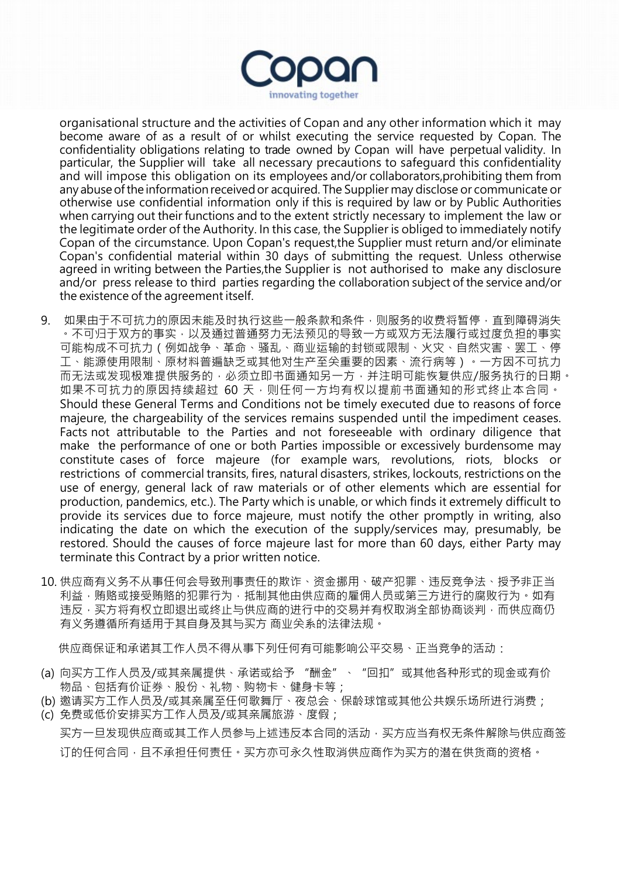organisational structure and the activities of Copan and any other information which it may become aware of as a result of or whilst executing the service requested by Copan. The confidentiality obligations relating to trade owned by Copan will have perpetual validity. In particular, the Supplier will take all necessary precautions to safeguard this confidentiality and will impose this obligation on its employees and/or collaborators,prohibiting them from any abuse of the information received or acquired. The Supplier may disclose or communicate or otherwise use confidential information only if this is required by law or by Public Authorities when carrying out their functions and to the extent strictly necessary to implement the law or the legitimate order of the Authority. In this case, the Supplier is obliged to immediately notify Copan of the circumstance. Upon Copan's request,the Supplier must return and/or eliminate Copan's confidential material within 30 days of submitting the request. Unless otherwise agreed in writing between the Parties,the Supplier is not authorised to make any disclosure and/or press release to third parties regarding the collaboration subject of the service and/or the existence of the agreement itself.

9. 如果由于不可抗力的原因未能及时执行这些一般条款和条件，则服务的收费将暂停，直到障碍消失。不可归于双方的事实，以及通过普通努力无法预见的导致一方或双方无法履行或过度负担的事实可能构成不可抗力（例如战争、革命、骚乱、商业运输的封锁或限制、火灾、自然灾害、罢工、停工、能源使用限制、原材料普遍缺乏或其他对生产至关重要的因素、流行病等）。一方因不可抗力而无法或发现极难提供服务的，必须立即书面通知另一方，并注明可能恢复供应/服务执行的日期。如果不可抗力的原因持续超过 60 天，则任何一方均有权以提前书面通知的形式终止本合同。
Should these General Terms and Conditions not be timely executed due to reasons of force majeure, the chargeability of the services remains suspended until the impediment ceases. Facts not attributable to the Parties and not foreseeable with ordinary diligence that make the performance of one or both Parties impossible or excessively burdensome may constitute cases of force majeure (for example wars, revolutions, riots, blocks or restrictions of commercial transits, fires, natural disasters, strikes, lockouts, restrictions on the use of energy, general lack of raw materials or of other elements which are essential for production, pandemics, etc.). The Party which is unable, or which finds it extremely difficult to provide its services due to force majeure, must notify the other promptly in writing, also indicating the date on which the execution of the supply/services may, presumably, be restored. Should the causes of force majeure last for more than 60 days, either Party may terminate this Contract by a prior written notice.

10. 供应商有义务不从事任何会导致刑事责任的欺诈、资金挪用、破产犯罪、违反竞争法、授予非正当利益，贿赂或接受贿赂的犯罪行为，抵制其他由供应商的雇佣人员或第三方进行的腐败行为。如有违反，买方将有权立即退出或终止与供应商的进行中的交易并有权取消全部协商谈判，而供应商仍有义务遵循所有适用于其自身及其与买方 商业关系的法律法规。

供应商保证和承诺其工作人员不得从事下列任何有可能影响公平交易、正当竞争的活动：

(a) 向买方工作人员及/或其亲属提供、承诺或给予 “酬金”、“回扣”或其他各种形式的现金或有价物品、包括有价证券、股份、礼物、购物卡、健身卡等；
(b) 邀请买方工作人员及/或其亲属至任何歌舞厅、夜总会、保龄球馆或其他公共娱乐场所进行消费；
(c) 免费或低价安排买方工作人员及/或其亲属旅游、度假；

买方一旦发现供应商或其工作人员参与上述违反本合同的活动，买方应当有权无条件解除与供应商签订的任何合同，且不承担任何责任。买方亦可永久性取消供应商作为买方的潜在供货商的资格。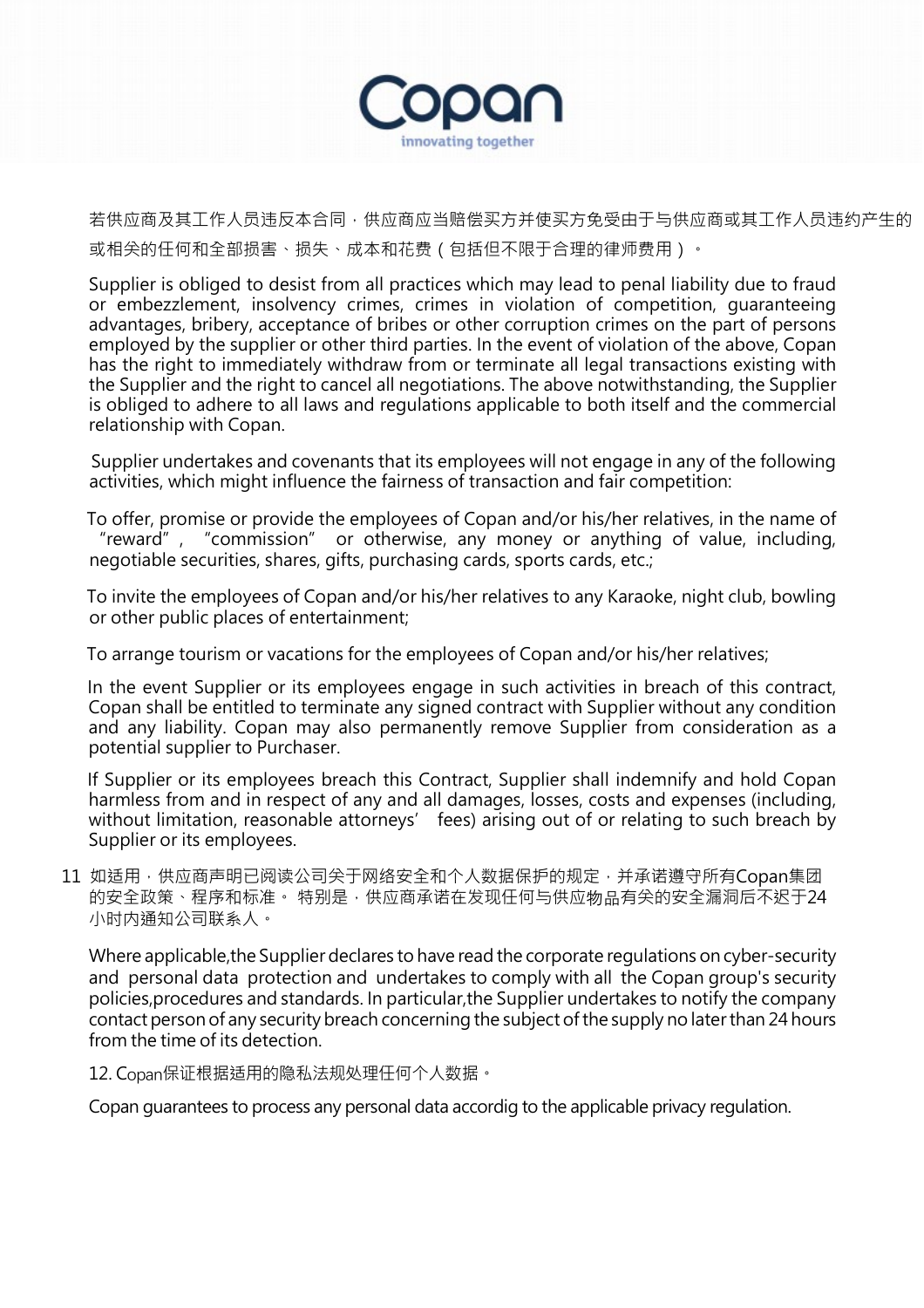若供应商及其工作人员违反本合同，供应商应当赔偿买方并使买方免受由于与供应商或其工作人员违约产生的或相关的任何和全部损害、损失、成本和花费（包括但不限于合理的律师费用）。

Supplier is obliged to desist from all practices which may lead to penal liability due to fraud or embezzlement, insolvency crimes, crimes in violation of competition, guaranteeing advantages, bribery, acceptance of bribes or other corruption crimes on the part of persons employed by the supplier or other third parties. In the event of violation of the above, Copan has the right to immediately withdraw from or terminate all legal transactions existing with the Supplier and the right to cancel all negotiations. The above notwithstanding, the Supplier is obliged to adhere to all laws and regulations applicable to both itself and the commercial relationship with Copan.

Supplier undertakes and covenants that its employees will not engage in any of the following activities, which might influence the fairness of transaction and fair competition:

To offer, promise or provide the employees of Copan and/or his/her relatives, in the name of "reward", "commission" or otherwise, any money or anything of value, including, negotiable securities, shares, gifts, purchasing cards, sports cards, etc.;

To invite the employees of Copan and/or his/her relatives to any Karaoke, night club, bowling or other public places of entertainment;

To arrange tourism or vacations for the employees of Copan and/or his/her relatives;

In the event Supplier or its employees engage in such activities in breach of this contract, Copan shall be entitled to terminate any signed contract with Supplier without any condition and any liability. Copan may also permanently remove Supplier from consideration as a potential supplier to Purchaser.

If Supplier or its employees breach this Contract, Supplier shall indemnify and hold Copan harmless from and in respect of any and all damages, losses, costs and expenses (including, without limitation, reasonable attorneys' fees) arising out of or relating to such breach by Supplier or its employees.

11 如适用，供应商声明已阅读公司关于网络安全和个人数据保护的规定，并承诺遵守所有Copan集团的安全政策、程序和标准。 特别是，供应商承诺在发现任何与供应物品有关的安全漏洞后不迟于24小时内通知公司联系人。

Where applicable,the Supplier declares to have read the corporate regulations on cyber-security and personal data protection and undertakes to comply with all the Copan group's security policies,procedures and standards. In particular,the Supplier undertakes to notify the company contact person of any security breach concerning the subject of the supply no later than 24 hours from the time of its detection.

12. Copan保证根据适用的隐私法规处理任何个人数据。

Copan guarantees to process any personal data accordig to the applicable privacy regulation.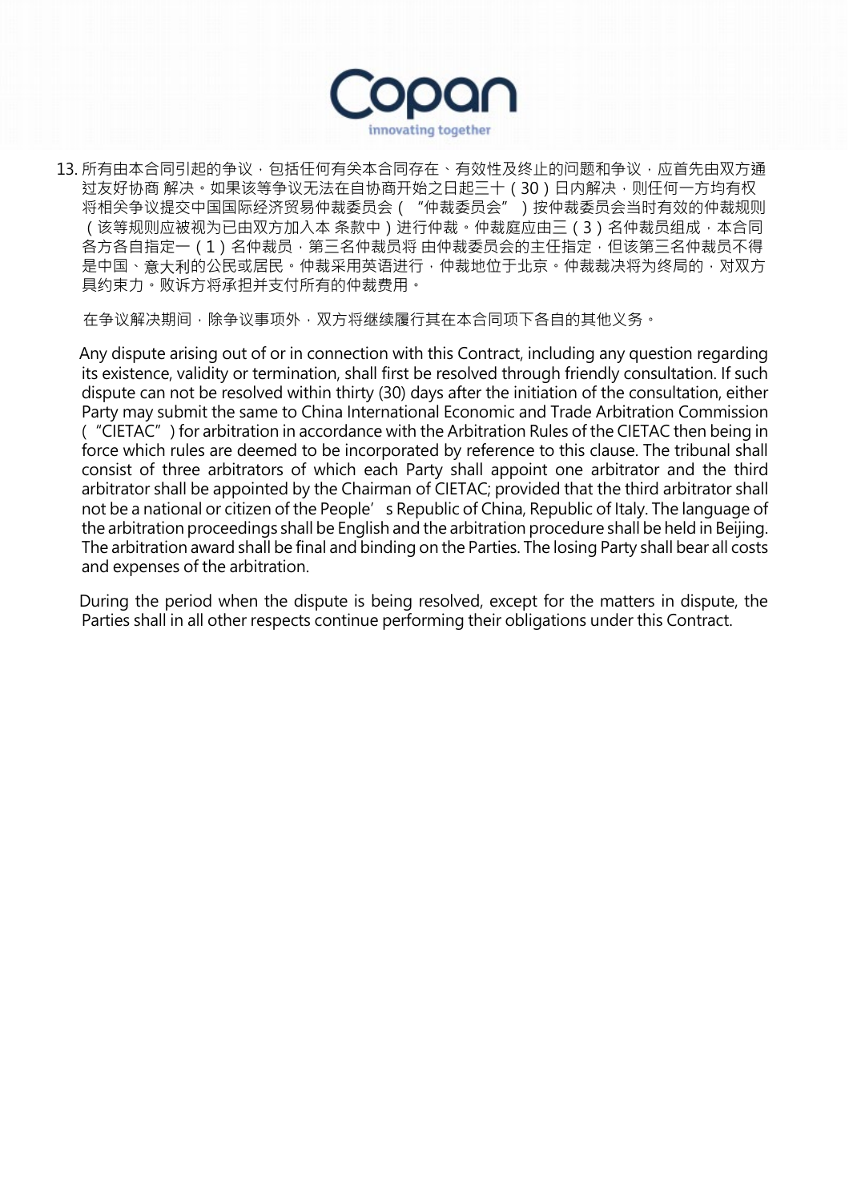13. 所有由本合同引起的争议，包括任何有关本合同存在、有效性及终止的问题和争议，应首先由双方通过友好协商 解决。如果该等争议无法在自协商开始之日起三十（30）日内解决，则任何一方均有权将相关争议提交中国国际经济贸易仲裁委员会（ “仲裁委员会” ）按仲裁委员会当时有效的仲裁规则（该等规则应被视为已由双方加入本 条款中）进行仲裁。仲裁庭应由三（3）名仲裁员组成，本合同各方各自指定一（1）名仲裁员，第三名仲裁员将 由仲裁委员会的主任指定，但该第三名仲裁员不得是中国、意大利的公民或居民。仲裁采用英语进行，仲裁地位于北京。仲裁裁决将为终局的，对双方具约束力。败诉方将承担并支付所有的仲裁费用。

    在争议解决期间，除争议事项外，双方将继续履行其在本合同项下各自的其他义务。

    Any dispute arising out of or in connection with this Contract, including any question regarding its existence, validity or termination, shall first be resolved through friendly consultation. If such dispute can not be resolved within thirty (30) days after the initiation of the consultation, either Party may submit the same to China International Economic and Trade Arbitration Commission (“CIETAC”) for arbitration in accordance with the Arbitration Rules of the CIETAC then being in force which rules are deemed to be incorporated by reference to this clause. The tribunal shall consist of three arbitrators of which each Party shall appoint one arbitrator and the third arbitrator shall be appointed by the Chairman of CIETAC; provided that the third arbitrator shall not be a national or citizen of the People’s Republic of China, Republic of Italy. The language of the arbitration proceedings shall be English and the arbitration procedure shall be held in Beijing. The arbitration award shall be final and binding on the Parties. The losing Party shall bear all costs and expenses of the arbitration.

    During the period when the dispute is being resolved, except for the matters in dispute, the Parties shall in all other respects continue performing their obligations under this Contract.